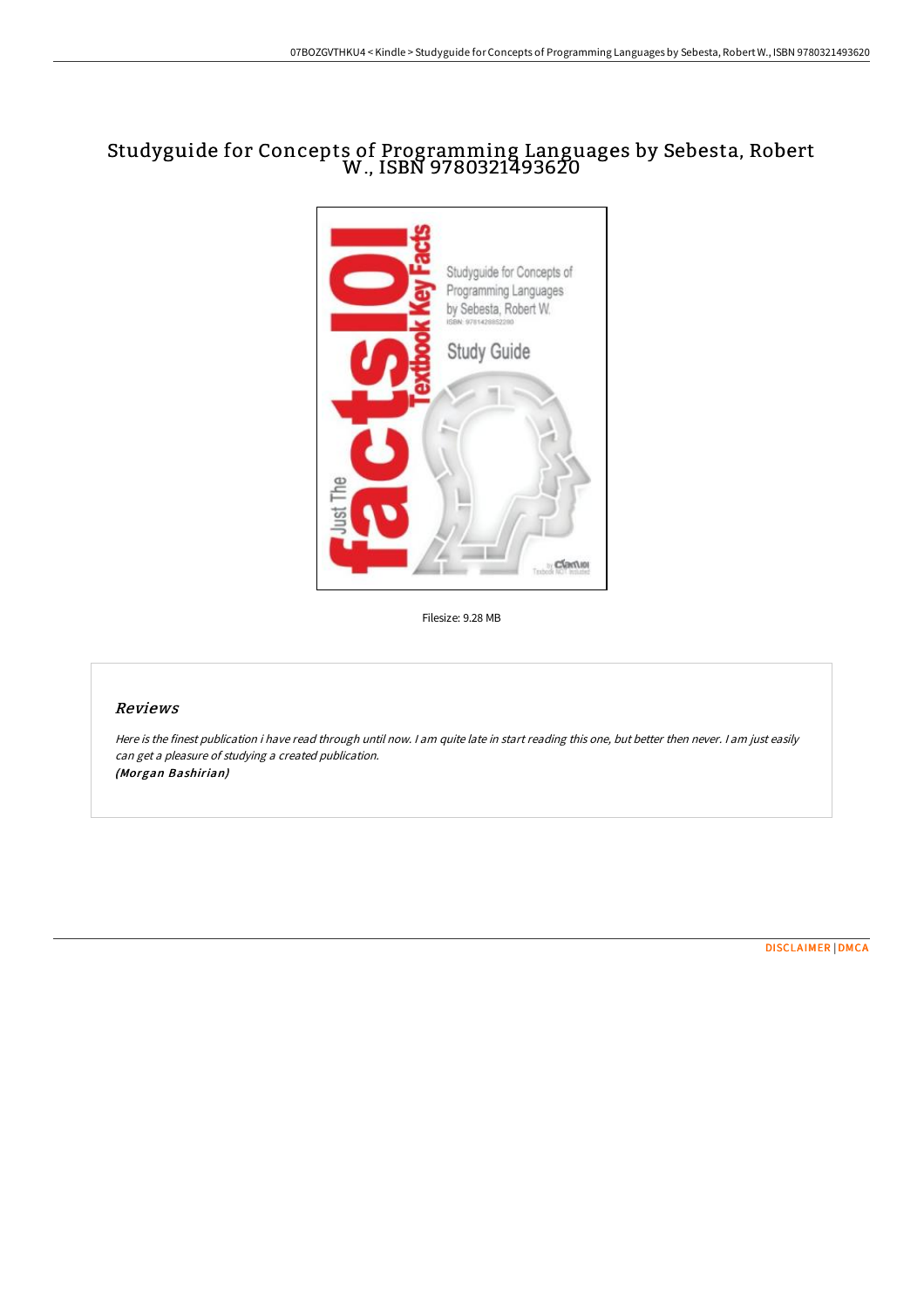# Studyguide for Concepts of Programming Languages by Sebesta, Robert W., ISBN 9780321493620

Filesize: 9.28 MB

## *Reviews*

*Here is the finest publication i have read through until now. I am quite late in start reading this one, but better then never. I am just easily can get a pleasure of studying a created publication.*
*(Morgan Bashirian)*

DISCLAIMER | DMCA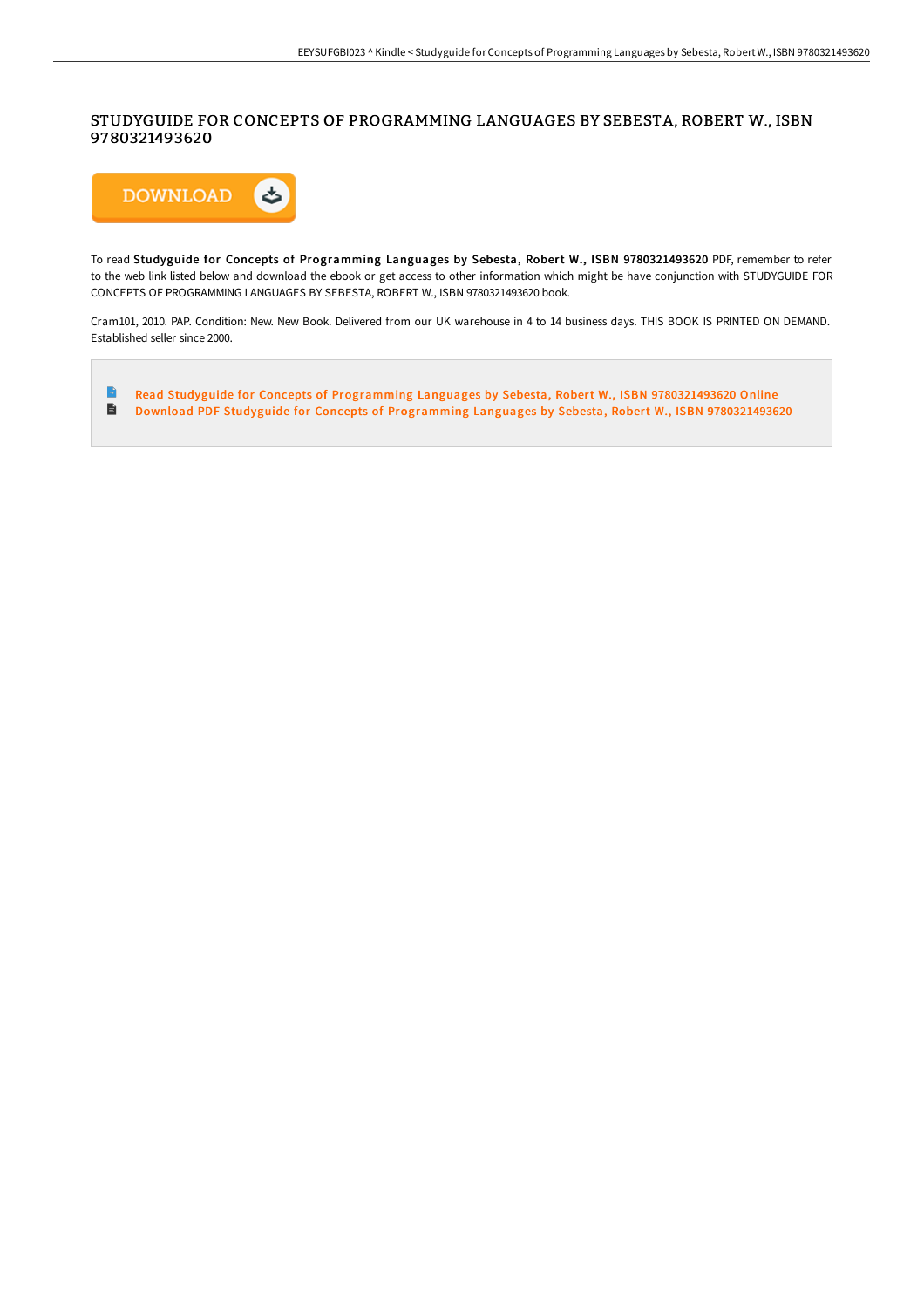# STUDYGUIDE FOR CONCEPTS OF PROGRAMMING LANGUAGES BY SEBESTA, ROBERT W., ISBN 9780321493620

To read **Studyguide for Concepts of Programming Languages by Sebesta, Robert W., ISBN 9780321493620** PDF, remember to refer to the web link listed below and download the ebook or get access to other information which might be have conjunction with STUDYGUIDE FOR CONCEPTS OF PROGRAMMING LANGUAGES BY SEBESTA, ROBERT W., ISBN 9780321493620 book.

Cram101, 2010. PAP. Condition: New. New Book. Delivered from our UK warehouse in 4 to 14 business days. THIS BOOK IS PRINTED ON DEMAND. Established seller since 2000.

- Read Studyguide for Concepts of Programming Languages by Sebesta, Robert W., ISBN 9780321493620 Online
- Download PDF Studyguide for Concepts of Programming Languages by Sebesta, Robert W., ISBN 9780321493620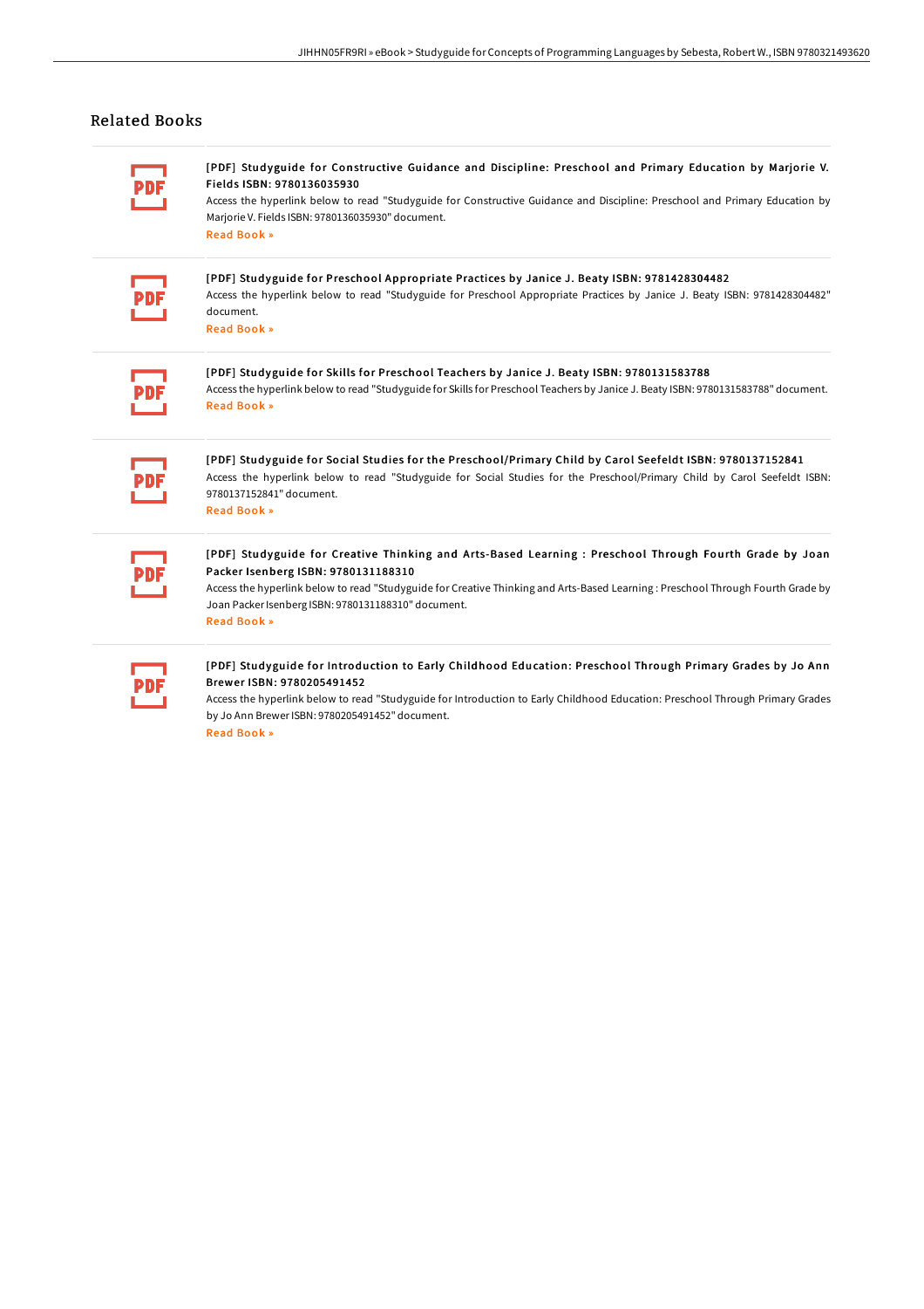## Related Books

**[PDF] Studyguide for Constructive Guidance and Discipline: Preschool and Primary Education by Marjorie V. Fields ISBN: 9780136035930**

Access the hyperlink below to read "Studyguide for Constructive Guidance and Discipline: Preschool and Primary Education by Marjorie V. Fields ISBN: 9780136035930" document.

Read Book »

**[PDF] Studyguide for Preschool Appropriate Practices by Janice J. Beaty ISBN: 9781428304482**

Access the hyperlink below to read "Studyguide for Preschool Appropriate Practices by Janice J. Beaty ISBN: 9781428304482" document.

Read Book »

**[PDF] Studyguide for Skills for Preschool Teachers by Janice J. Beaty ISBN: 9780131583788**

Access the hyperlink below to read "Studyguide for Skills for Preschool Teachers by Janice J. Beaty ISBN: 9780131583788" document.

Read Book »

**[PDF] Studyguide for Social Studies for the Preschool/Primary Child by Carol Seefeldt ISBN: 9780137152841**

Access the hyperlink below to read "Studyguide for Social Studies for the Preschool/Primary Child by Carol Seefeldt ISBN: 9780137152841" document.

Read Book »

**[PDF] Studyguide for Creative Thinking and Arts-Based Learning : Preschool Through Fourth Grade by Joan Packer Isenberg ISBN: 9780131188310**

Access the hyperlink below to read "Studyguide for Creative Thinking and Arts-Based Learning : Preschool Through Fourth Grade by Joan Packer Isenberg ISBN: 9780131188310" document.

Read Book »

**[PDF] Studyguide for Introduction to Early Childhood Education: Preschool Through Primary Grades by Jo Ann Brewer ISBN: 9780205491452**

Access the hyperlink below to read "Studyguide for Introduction to Early Childhood Education: Preschool Through Primary Grades by Jo Ann Brewer ISBN: 9780205491452" document.

Read Book »